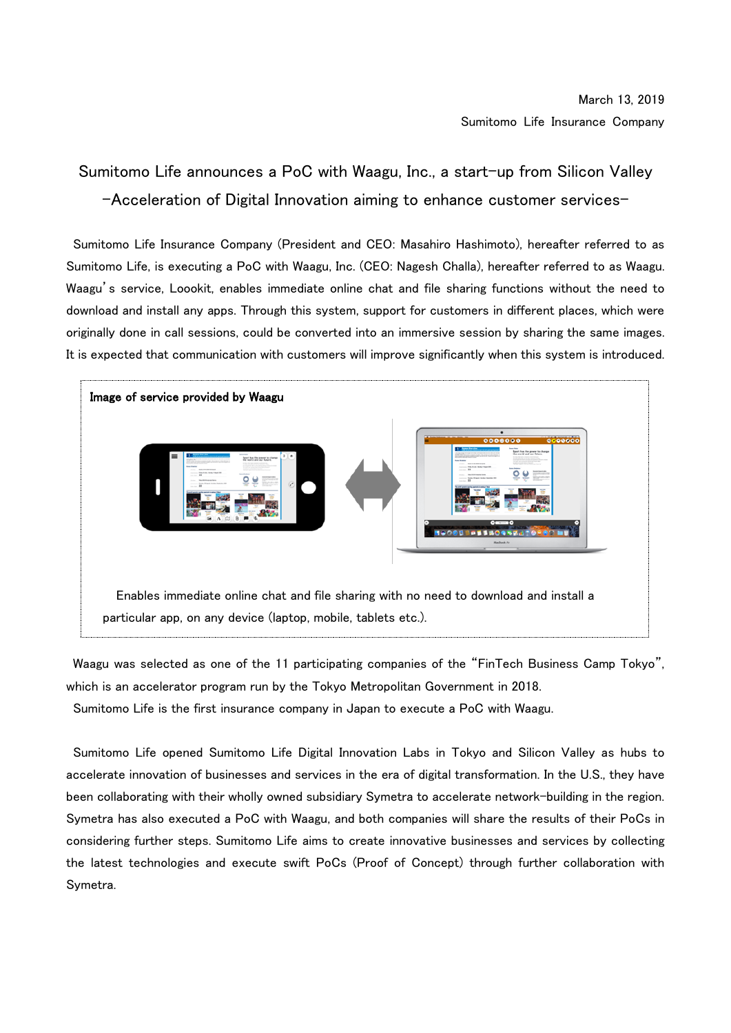March 13, 2019

Sumitomo Life Insurance Company

# Sumitomo Life announces a PoC with Waagu, Inc., a start-up from Silicon Valley

## -Acceleration of Digital Innovation aiming to enhance customer services-

Sumitomo Life Insurance Company (President and CEO: Masahiro Hashimoto), hereafter referred to as Sumitomo Life, is executing a PoC with Waagu, Inc. (CEO: Nagesh Challa), hereafter referred to as Waagu. Waagu's service, Loookit, enables immediate online chat and file sharing functions without the need to download and install any apps. Through this system, support for customers in different places, which were originally done in call sessions, could be converted into an immersive session by sharing the same images. It is expected that communication with customers will improve significantly when this system is introduced.

**Image of service provided by Waagu**

Enables immediate online chat and file sharing with no need to download and install a particular app, on any device (laptop, mobile, tablets etc.).

Waagu was selected as one of the 11 participating companies of the "FinTech Business Camp Tokyo", which is an accelerator program run by the Tokyo Metropolitan Government in 2018.

Sumitomo Life is the first insurance company in Japan to execute a PoC with Waagu.

Sumitomo Life opened Sumitomo Life Digital Innovation Labs in Tokyo and Silicon Valley as hubs to accelerate innovation of businesses and services in the era of digital transformation. In the U.S., they have been collaborating with their wholly owned subsidiary Symetra to accelerate network-building in the region. Symetra has also executed a PoC with Waagu, and both companies will share the results of their PoCs in considering further steps. Sumitomo Life aims to create innovative businesses and services by collecting the latest technologies and execute swift PoCs (Proof of Concept) through further collaboration with Symetra.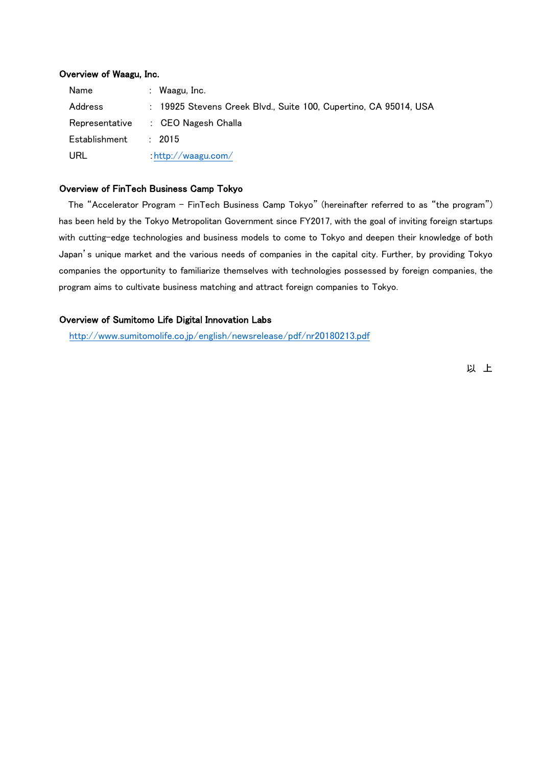**Overview of Waagu, Inc.**

| | | |
|---|---|---|
| Name | : | Waagu, Inc. |
| Address | : | 19925 Stevens Creek Blvd., Suite 100, Cupertino, CA 95014, USA |
| Representative | : | CEO Nagesh Challa |
| Establishment | : | 2015 |
| URL | : | http://waagu.com/ |

**Overview of FinTech Business Camp Tokyo**

The "Accelerator Program – FinTech Business Camp Tokyo" (hereinafter referred to as "the program") has been held by the Tokyo Metropolitan Government since FY2017, with the goal of inviting foreign startups with cutting-edge technologies and business models to come to Tokyo and deepen their knowledge of both Japan's unique market and the various needs of companies in the capital city. Further, by providing Tokyo companies the opportunity to familiarize themselves with technologies possessed by foreign companies, the program aims to cultivate business matching and attract foreign companies to Tokyo.

**Overview of Sumitomo Life Digital Innovation Labs**

http://www.sumitomolife.co.jp/english/newsrelease/pdf/nr20180213.pdf

以 上